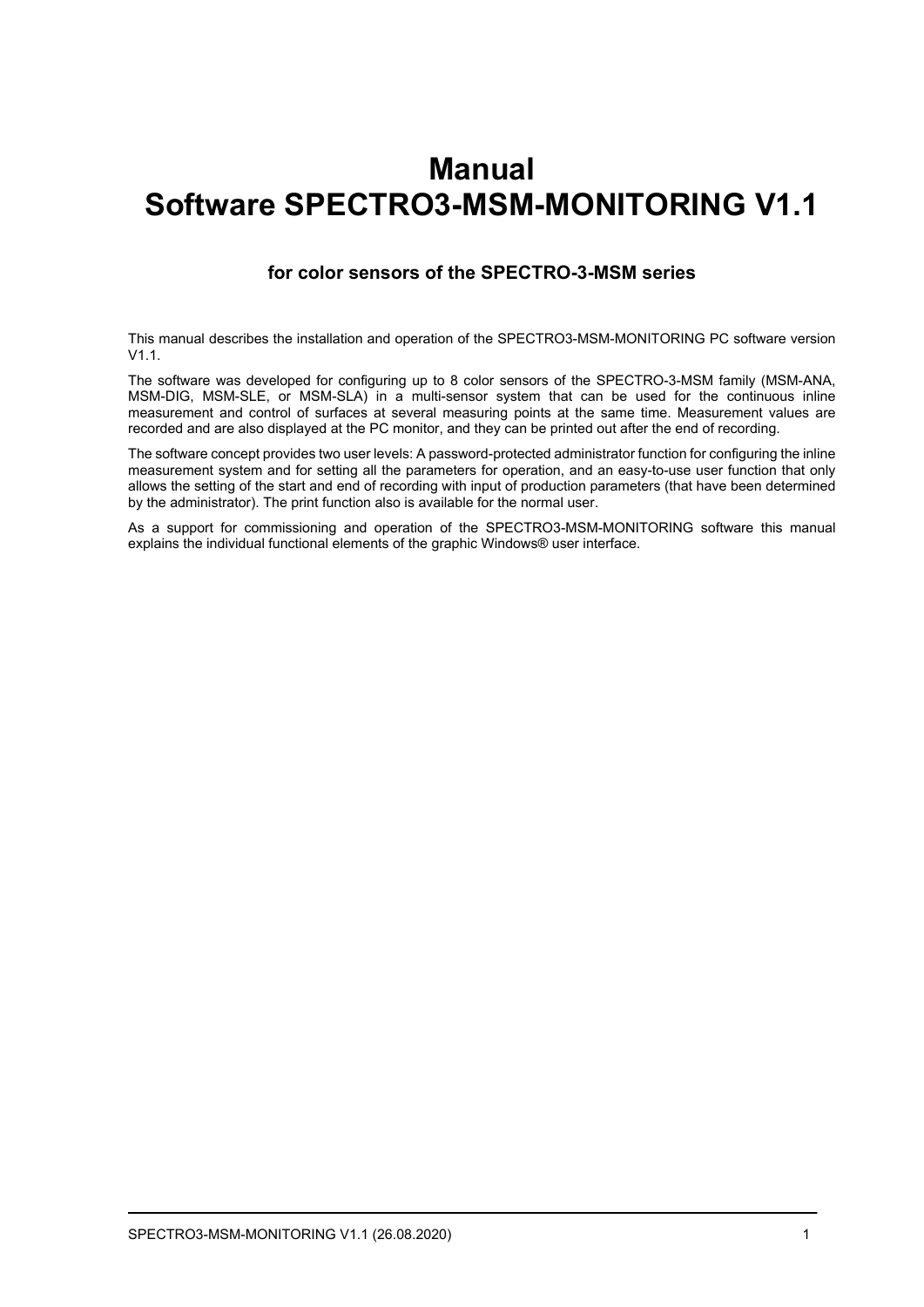# Manual
# Software SPECTRO3-MSM-MONITORING V1.1

### for color sensors of the SPECTRO-3-MSM series

This manual describes the installation and operation of the SPECTRO3-MSM-MONITORING PC software version V1.1.

The software was developed for configuring up to 8 color sensors of the SPECTRO-3-MSM family (MSM-ANA, MSM-DIG, MSM-SLE, or MSM-SLA) in a multi-sensor system that can be used for the continuous inline measurement and control of surfaces at several measuring points at the same time. Measurement values are recorded and are also displayed at the PC monitor, and they can be printed out after the end of recording.

The software concept provides two user levels: A password-protected administrator function for configuring the inline measurement system and for setting all the parameters for operation, and an easy-to-use user function that only allows the setting of the start and end of recording with input of production parameters (that have been determined by the administrator). The print function also is available for the normal user.

As a support for commissioning and operation of the SPECTRO3-MSM-MONITORING software this manual explains the individual functional elements of the graphic Windows® user interface.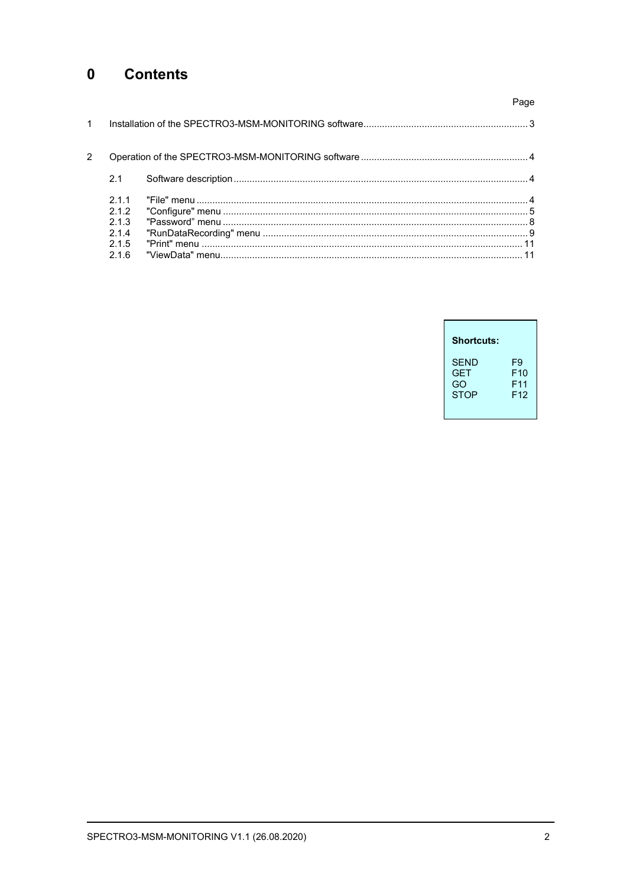# 0 Contents

| | | | Page |
|---|---|---|---|
| 1 | | Installation of the SPECTRO3-MSM-MONITORING software | 3 |
| 2 | | Operation of the SPECTRO3-MSM-MONITORING software | 4 |
| | 2.1 | Software description | 4 |
| | 2.1.1 | "File" menu | 4 |
| | 2.1.2 | "Configure" menu | 5 |
| | 2.1.3 | "Password" menu | 8 |
| | 2.1.4 | "RunDataRecording" menu | 9 |
| | 2.1.5 | "Print" menu | 11 |
| | 2.1.6 | "ViewData" menu | 11 |

**Shortcuts:**

| | |
|---|---|
| SEND | F9 |
| GET | F10 |
| GO | F11 |
| STOP | F12 |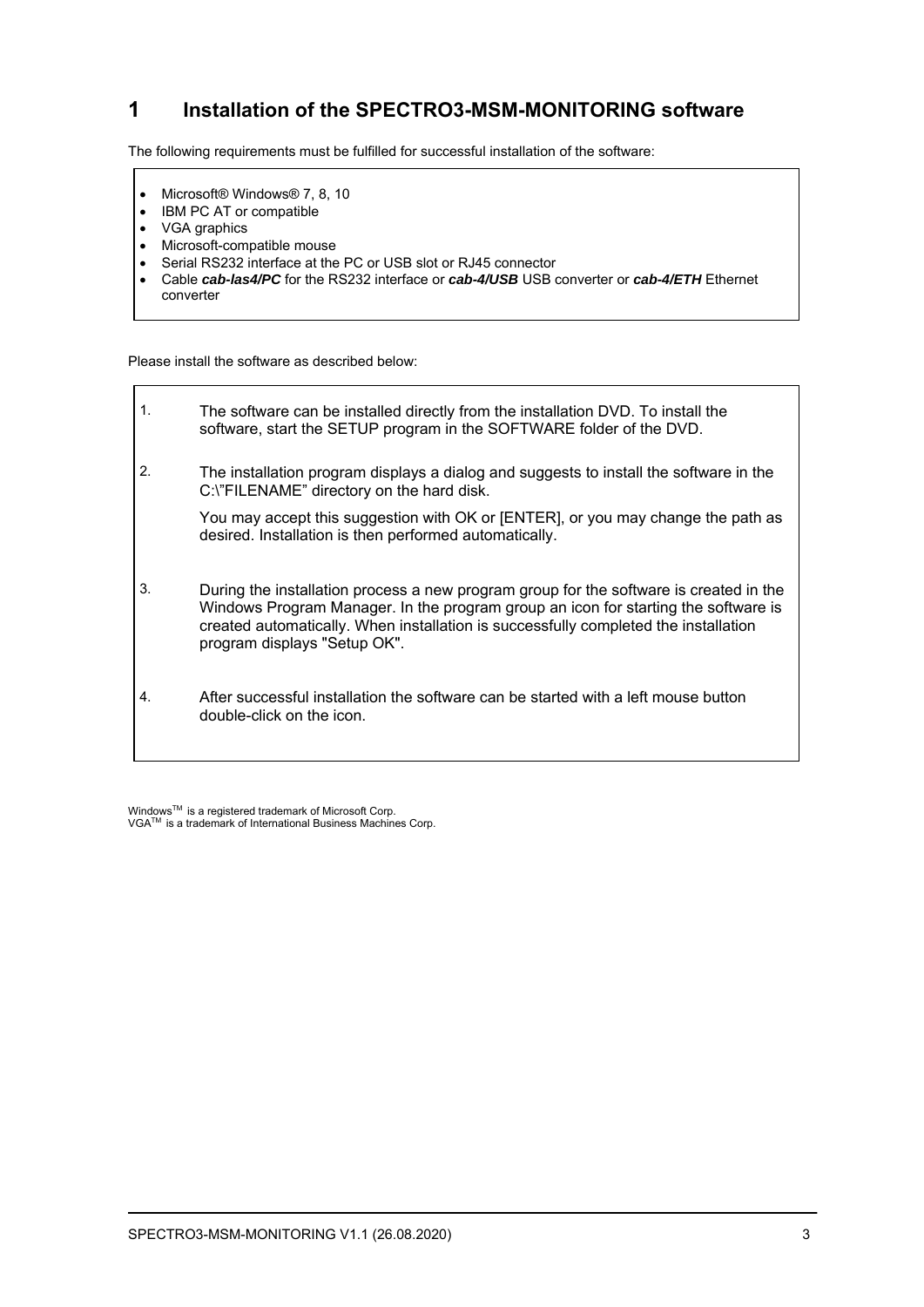# 1 Installation of the SPECTRO3-MSM-MONITORING software

The following requirements must be fulfilled for successful installation of the software:

- Microsoft® Windows® 7, 8, 10
- IBM PC AT or compatible
- VGA graphics
- Microsoft-compatible mouse
- Serial RS232 interface at the PC or USB slot or RJ45 connector
- Cable ***cab-las4/PC*** for the RS232 interface or ***cab-4/USB*** USB converter or ***cab-4/ETH*** Ethernet converter

Please install the software as described below:

1. The software can be installed directly from the installation DVD. To install the software, start the SETUP program in the SOFTWARE folder of the DVD.

2. The installation program displays a dialog and suggests to install the software in the C:\"FILENAME" directory on the hard disk.

   You may accept this suggestion with OK or [ENTER], or you may change the path as desired. Installation is then performed automatically.

3. During the installation process a new program group for the software is created in the Windows Program Manager. In the program group an icon for starting the software is created automatically. When installation is successfully completed the installation program displays "Setup OK".

4. After successful installation the software can be started with a left mouse button double-click on the icon.

Windows™ is a registered trademark of Microsoft Corp.
VGA™ is a trademark of International Business Machines Corp.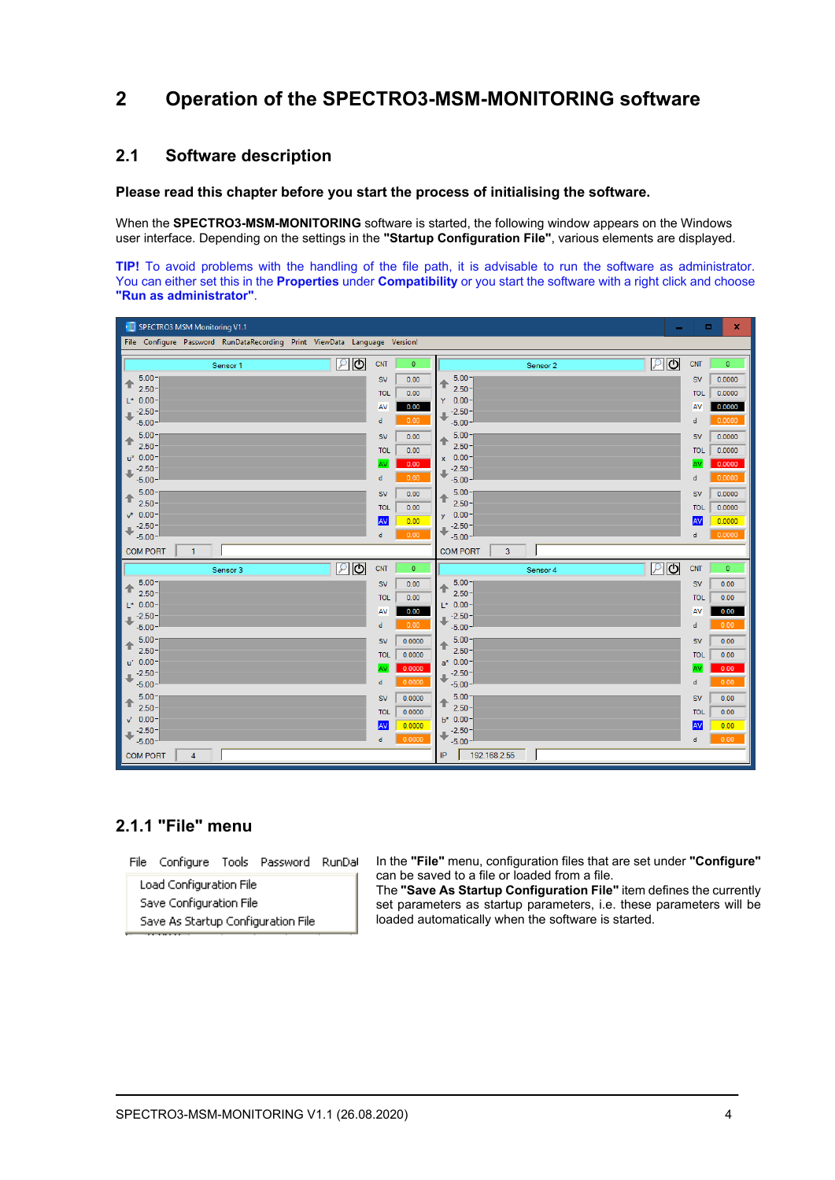# 2 Operation of the SPECTRO3-MSM-MONITORING software

## 2.1 Software description

**Please read this chapter before you start the process of initialising the software.**

When the **SPECTRO3-MSM-MONITORING** software is started, the following window appears on the Windows user interface. Depending on the settings in the **"Startup Configuration File"**, various elements are displayed.

**TIP!** To avoid problems with the handling of the file path, it is advisable to run the software as administrator. You can either set this in the **Properties** under **Compatibility** or you start the software with a right click and choose **"Run as administrator"**.

### 2.1.1 "File" menu

In the **"File"** menu, configuration files that are set under **"Configure"** can be saved to a file or loaded from a file.

The **"Save As Startup Configuration File"** item defines the currently set parameters as startup parameters, i.e. these parameters will be loaded automatically when the software is started.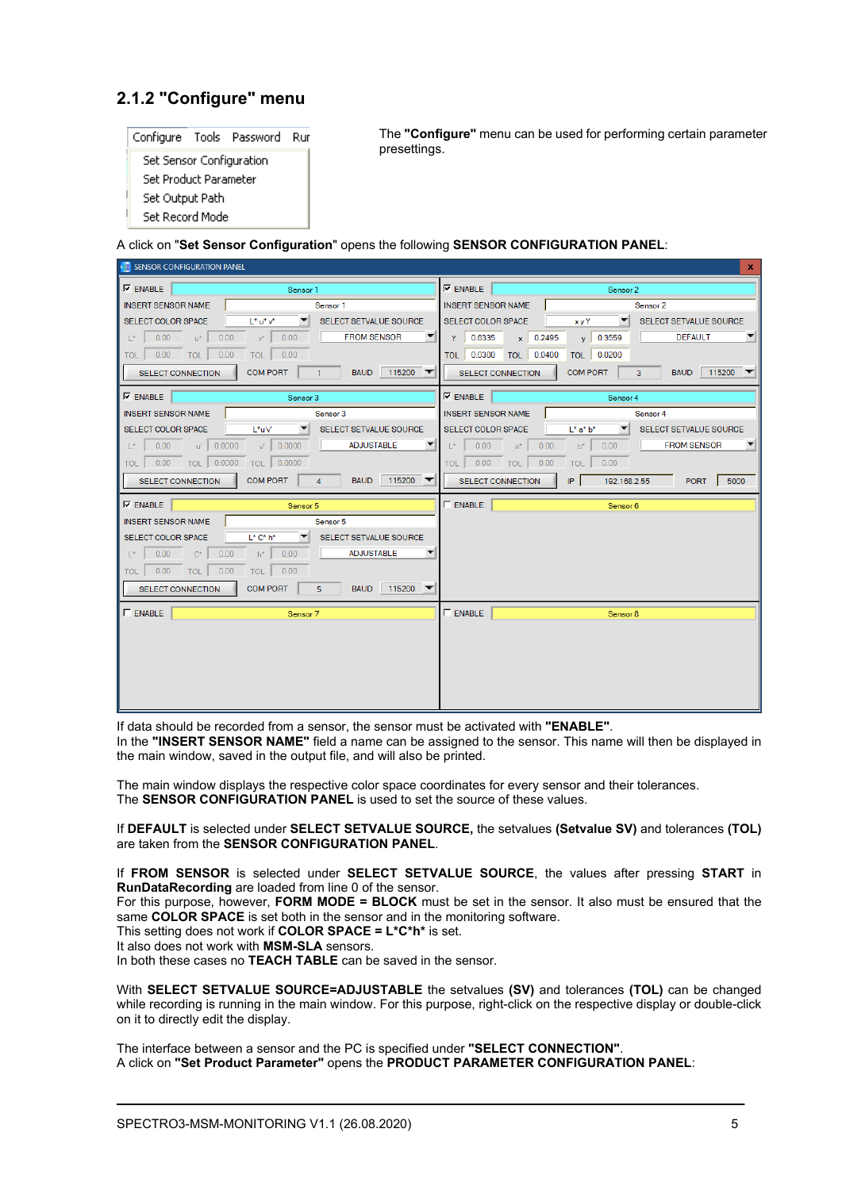### 2.1.2 "Configure" menu

The **"Configure"** menu can be used for performing certain parameter presettings.

A click on "**Set Sensor Configuration**" opens the following **SENSOR CONFIGURATION PANEL**:

If data should be recorded from a sensor, the sensor must be activated with **"ENABLE"**.
In the **"INSERT SENSOR NAME"** field a name can be assigned to the sensor. This name will then be displayed in the main window, saved in the output file, and will also be printed.

The main window displays the respective color space coordinates for every sensor and their tolerances.
The **SENSOR CONFIGURATION PANEL** is used to set the source of these values.

If **DEFAULT** is selected under **SELECT SETVALUE SOURCE,** the setvalues **(Setvalue SV)** and tolerances **(TOL)** are taken from the **SENSOR CONFIGURATION PANEL**.

If **FROM SENSOR** is selected under **SELECT SETVALUE SOURCE**, the values after pressing **START** in **RunDataRecording** are loaded from line 0 of the sensor.
For this purpose, however, **FORM MODE = BLOCK** must be set in the sensor. It also must be ensured that the same **COLOR SPACE** is set both in the sensor and in the monitoring software.
This setting does not work if **COLOR SPACE = L\*C\*h\*** is set.
It also does not work with **MSM-SLA** sensors.
In both these cases no **TEACH TABLE** can be saved in the sensor.

With **SELECT SETVALUE SOURCE=ADJUSTABLE** the setvalues **(SV)** and tolerances **(TOL)** can be changed while recording is running in the main window. For this purpose, right-click on the respective display or double-click on it to directly edit the display.

The interface between a sensor and the PC is specified under **"SELECT CONNECTION"**.
A click on **"Set Product Parameter"** opens the **PRODUCT PARAMETER CONFIGURATION PANEL**: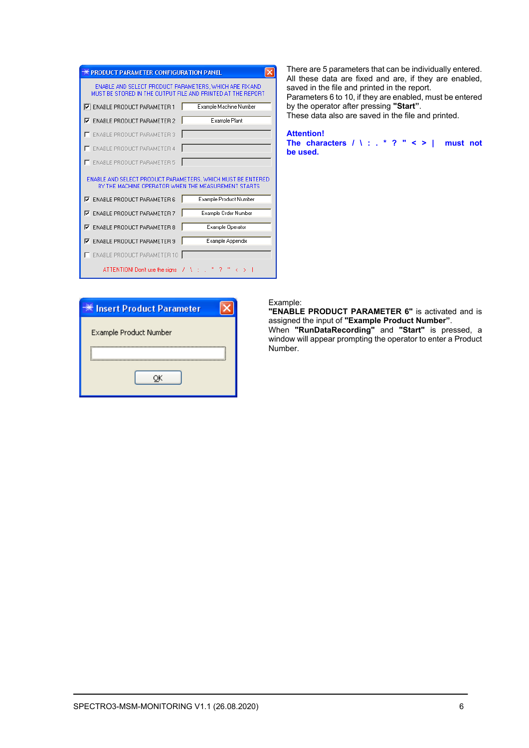PRODUCT PARAMETER CONFIGURATION PANEL

ENABLE AND SELECT PRODUCT PARAMETERS, WHICH ARE FIX AND MUST BE STORED IN THE OUTPUT FILE AND PRINTED AT THE REPORT

- [x] ENABLE PRODUCT PARAMETER 1 — Example Machine Number
- [x] ENABLE PRODUCT PARAMETER 2 — Example Plant
- [ ] ENABLE PRODUCT PARAMETER 3
- [ ] ENABLE PRODUCT PARAMETER 4
- [ ] ENABLE PRODUCT PARAMETER 5

ENABLE AND SELECT PRODUCT PARAMETERS, WHICH MUST BE ENTERED BY THE MACHINE OPERATOR WHEN THE MEASUREMENT STARTS

- [x] ENABLE PRODUCT PARAMETER 6 — Example Product Number
- [x] ENABLE PRODUCT PARAMETER 7 — Example Order Number
- [x] ENABLE PRODUCT PARAMETER 8 — Example Operator
- [x] ENABLE PRODUCT PARAMETER 9 — Example Appendix
- [ ] ENABLE PRODUCT PARAMETER 10

ATTENTION! Dont use the signs / \ : . * ? " < > |

There are 5 parameters that can be individually entered. All these data are fixed and are, if they are enabled, saved in the file and printed in the report.
Parameters 6 to 10, if they are enabled, must be entered by the operator after pressing **"Start"**.
These data also are saved in the file and printed.

**Attention!**
**The characters / \ : . * ? " < > | must not be used.**

Insert Product Parameter

Example Product Number

OK

Example:
**"ENABLE PRODUCT PARAMETER 6"** is activated and is assigned the input of **"Example Product Number"**.
When **"RunDataRecording"** and **"Start"** is pressed, a window will appear prompting the operator to enter a Product Number.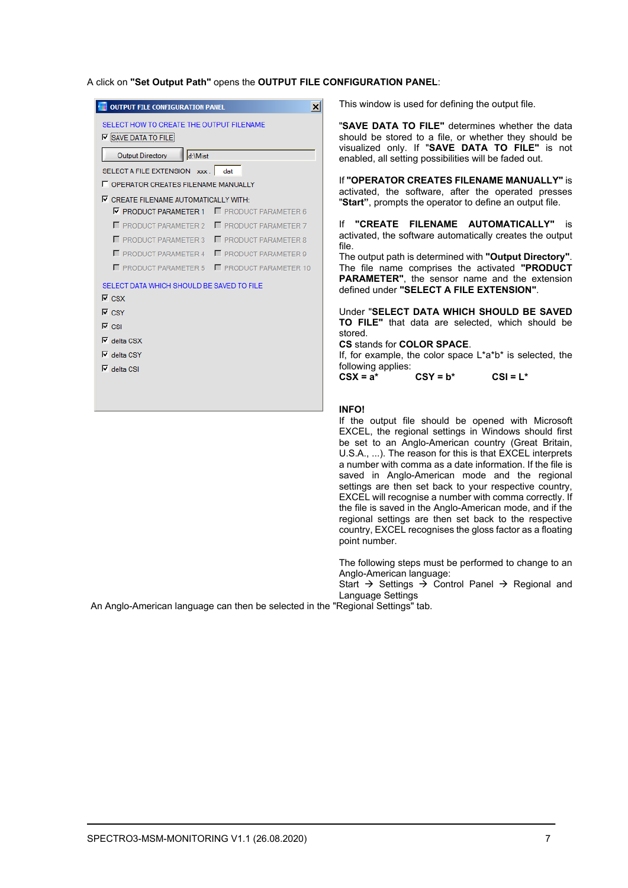A click on **"Set Output Path"** opens the **OUTPUT FILE CONFIGURATION PANEL**:

OUTPUT FILE CONFIGURATION PANEL

SELECT HOW TO CREATE THE OUTPUT FILENAME

☑ SAVE DATA TO FILE

Output Directory | d:\Mist

SELECT A FILE EXTENSION xxx . dat

☐ OPERATOR CREATES FILENAME MANUALLY

☑ CREATE FILENAME AUTOMATICALLY WITH:

☑ PRODUCT PARAMETER 1 ☐ PRODUCT PARAMETER 6
☐ PRODUCT PARAMETER 2 ☐ PRODUCT PARAMETER 7
☐ PRODUCT PARAMETER 3 ☐ PRODUCT PARAMETER 8
☐ PRODUCT PARAMETER 4 ☐ PRODUCT PARAMETER 9
☐ PRODUCT PARAMETER 5 ☐ PRODUCT PARAMETER 10

SELECT DATA WHICH SHOULD BE SAVED TO FILE

☑ CSX
☑ CSY
☑ CSI
☑ delta CSX
☑ delta CSY
☑ delta CSI

This window is used for defining the output file.

**"SAVE DATA TO FILE"** determines whether the data should be stored to a file, or whether they should be visualized only. If **"SAVE DATA TO FILE"** is not enabled, all setting possibilities will be faded out.

If **"OPERATOR CREATES FILENAME MANUALLY"** is activated, the software, after the operated presses **"Start"**, prompts the operator to define an output file.

If **"CREATE FILENAME AUTOMATICALLY"** is activated, the software automatically creates the output file.
The output path is determined with **"Output Directory"**. The file name comprises the activated **"PRODUCT PARAMETER"**, the sensor name and the extension defined under **"SELECT A FILE EXTENSION"**.

Under "**SELECT DATA WHICH SHOULD BE SAVED TO FILE**" that data are selected, which should be stored.
**CS** stands for **COLOR SPACE**.
If, for example, the color space L\*a\*b\* is selected, the following applies:
**CSX = a\*** **CSY = b\*** **CSI = L\***

**INFO!**
If the output file should be opened with Microsoft EXCEL, the regional settings in Windows should first be set to an Anglo-American country (Great Britain, U.S.A., ...). The reason for this is that EXCEL interprets a number with comma as a date information. If the file is saved in Anglo-American mode and the regional settings are then set back to your respective country, EXCEL will recognise a number with comma correctly. If the file is saved in the Anglo-American mode, and if the regional settings are then set back to the respective country, EXCEL recognises the gloss factor as a floating point number.

The following steps must be performed to change to an Anglo-American language:
Start → Settings → Control Panel → Regional and Language Settings
An Anglo-American language can then be selected in the "Regional Settings" tab.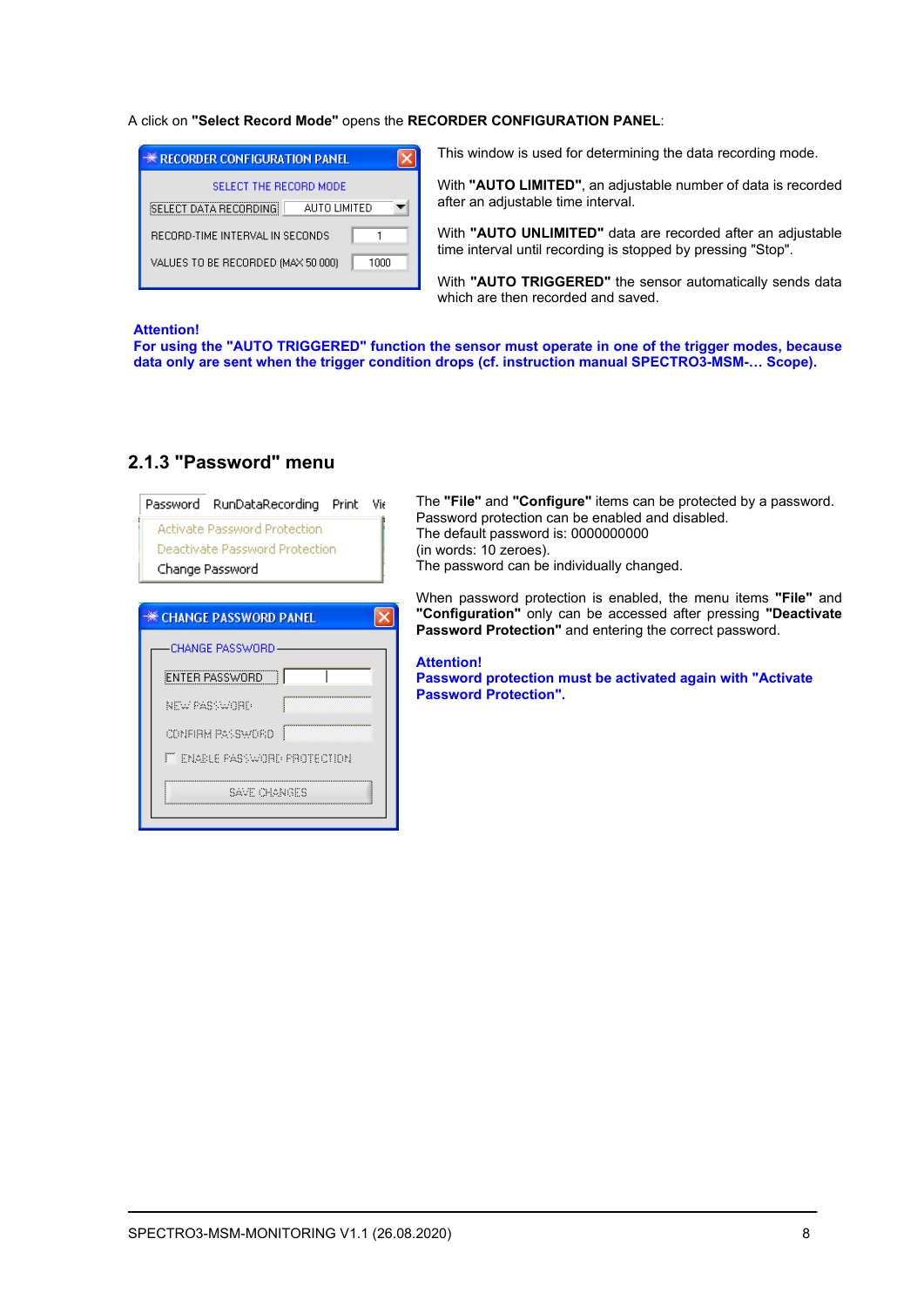A click on **"Select Record Mode"** opens the **RECORDER CONFIGURATION PANEL**:

This window is used for determining the data recording mode.

With **"AUTO LIMITED"**, an adjustable number of data is recorded after an adjustable time interval.

With **"AUTO UNLIMITED"** data are recorded after an adjustable time interval until recording is stopped by pressing "Stop".

With **"AUTO TRIGGERED"** the sensor automatically sends data which are then recorded and saved.

**Attention!**
**For using the "AUTO TRIGGERED" function the sensor must operate in one of the trigger modes, because data only are sent when the trigger condition drops (cf. instruction manual SPECTRO3-MSM-… Scope).**

### 2.1.3 "Password" menu

The **"File"** and **"Configure"** items can be protected by a password.
Password protection can be enabled and disabled.
The default password is: 0000000000
(in words: 10 zeroes).
The password can be individually changed.

When password protection is enabled, the menu items **"File"** and **"Configuration"** only can be accessed after pressing **"Deactivate Password Protection"** and entering the correct password.

**Attention!**
**Password protection must be activated again with "Activate Password Protection".**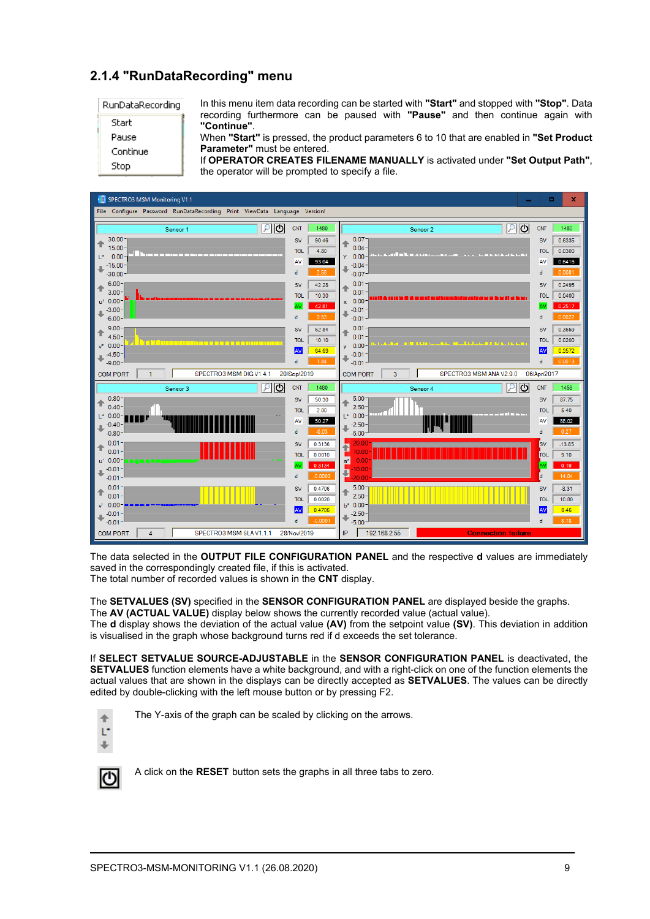## 2.1.4 "RunDataRecording" menu

In this menu item data recording can be started with **"Start"** and stopped with **"Stop"**. Data recording furthermore can be paused with **"Pause"** and then continue again with **"Continue"**.
When **"Start"** is pressed, the product parameters 6 to 10 that are enabled in **"Set Product Parameter"** must be entered.
If **OPERATOR CREATES FILENAME MANUALLY** is activated under **"Set Output Path"**, the operator will be prompted to specify a file.

The data selected in the **OUTPUT FILE CONFIGURATION PANEL** and the respective **d** values are immediately saved in the correspondingly created file, if this is activated.
The total number of recorded values is shown in the **CNT** display.

The **SETVALUES (SV)** specified in the **SENSOR CONFIGURATION PANEL** are displayed beside the graphs.
The **AV (ACTUAL VALUE)** display below shows the currently recorded value (actual value).
The **d** display shows the deviation of the actual value **(AV)** from the setpoint value **(SV)**. This deviation in addition is visualised in the graph whose background turns red if d exceeds the set tolerance.

If **SELECT SETVALUE SOURCE-ADJUSTABLE** in the **SENSOR CONFIGURATION PANEL** is deactivated, the **SETVALUES** function elements have a white background, and with a right-click on one of the function elements the actual values that are shown in the displays can be directly accepted as **SETVALUES**. The values can be directly edited by double-clicking with the left mouse button or by pressing F2.

The Y-axis of the graph can be scaled by clicking on the arrows.

A click on the **RESET** button sets the graphs in all three tabs to zero.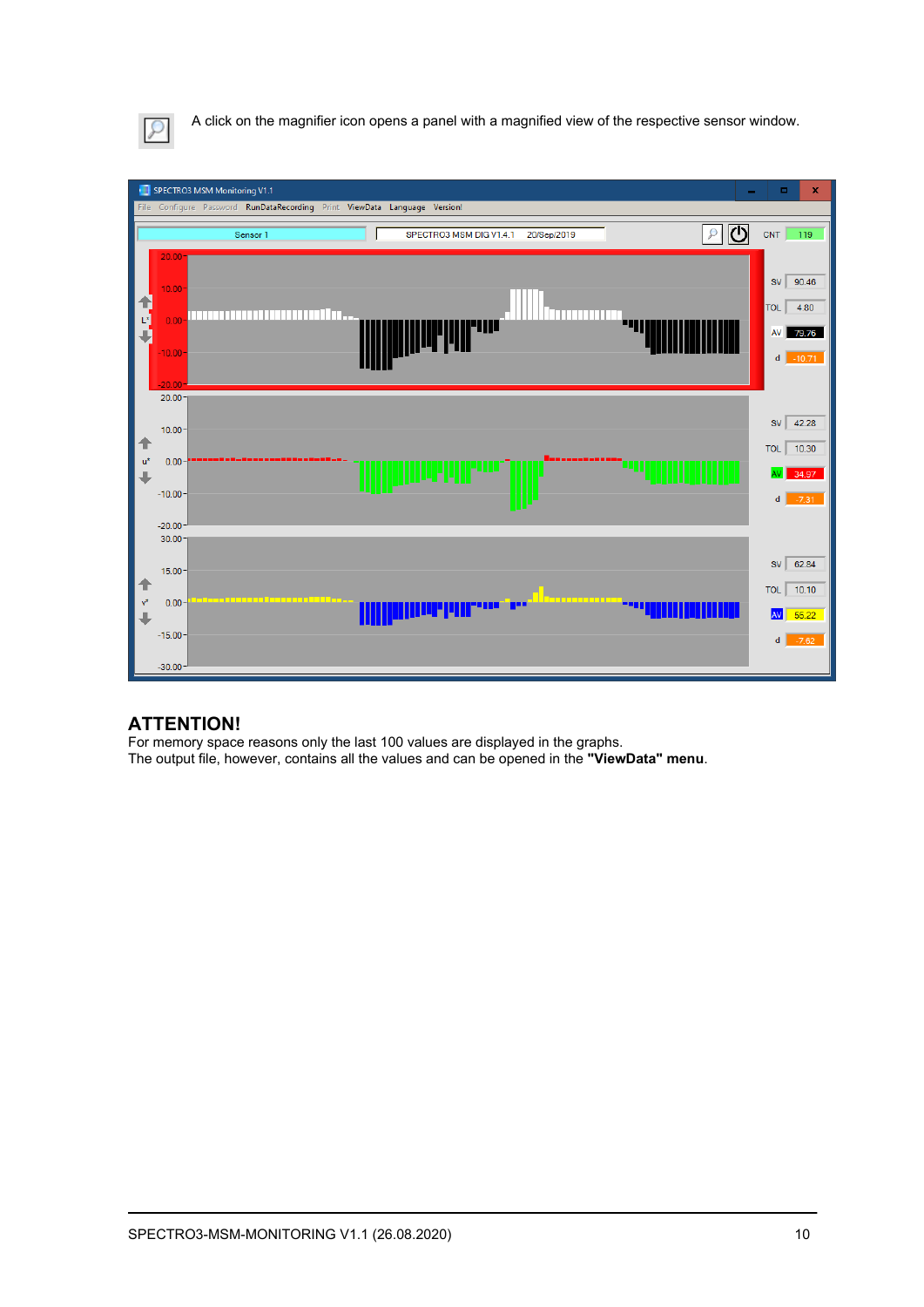A click on the magnifier icon opens a panel with a magnified view of the respective sensor window.

## ATTENTION!

For memory space reasons only the last 100 values are displayed in the graphs.
The output file, however, contains all the values and can be opened in the **"ViewData" menu**.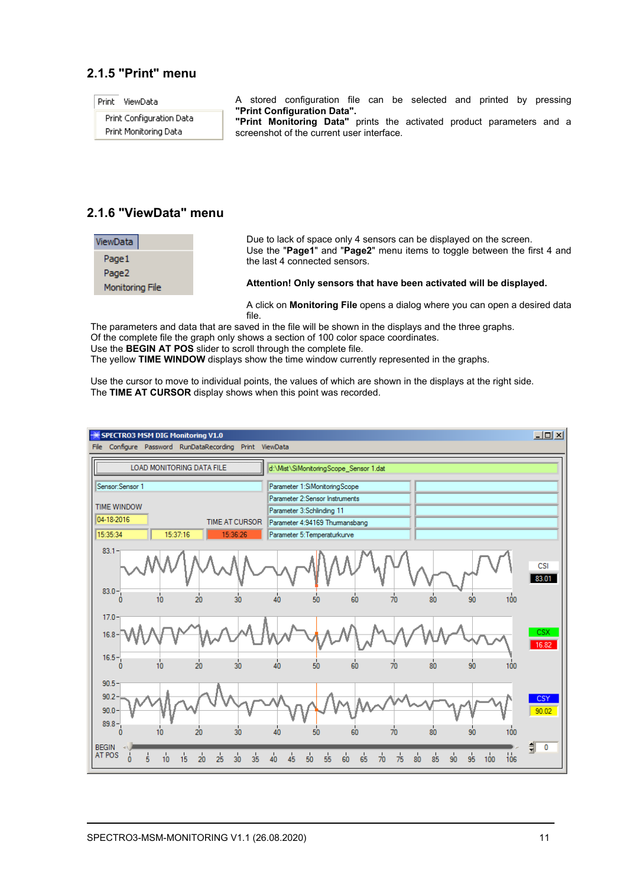### 2.1.5 "Print" menu

Print ViewData

Print Configuration Data
Print Monitoring Data

A stored configuration file can be selected and printed by pressing **"Print Configuration Data"**.
**"Print Monitoring Data"** prints the activated product parameters and a screenshot of the current user interface.

### 2.1.6 "ViewData" menu

ViewData

Page1
Page2
Monitoring File

Due to lack of space only 4 sensors can be displayed on the screen.
Use the "**Page1**" and "**Page2**" menu items to toggle between the first 4 and the last 4 connected sensors.

**Attention! Only sensors that have been activated will be displayed.**

A click on **Monitoring File** opens a dialog where you can open a desired data file.
The parameters and data that are saved in the file will be shown in the displays and the three graphs.
Of the complete file the graph only shows a section of 100 color space coordinates.
Use the **BEGIN AT POS** slider to scroll through the complete file.
The yellow **TIME WINDOW** displays show the time window currently represented in the graphs.

Use the cursor to move to individual points, the values of which are shown in the displays at the right side.
The **TIME AT CURSOR** display shows when this point was recorded.

SPECTRO3 MSM DIG Monitoring V1.0
File Configure Password RunDataRecording Print ViewData
LOAD MONITORING DATA FILE
d:\Mist\SiMonitoringScope_Sensor 1.dat
Sensor:Sensor 1
Parameter 1:SiMonitoringScope
Parameter 2:Sensor Instruments
Parameter 3:Schlinding 11
Parameter 4:94169 Thurmansbang
Parameter 5:Temperaturkurve
TIME WINDOW
04-18-2016
15:35:34
15:37:16
TIME AT CURSOR
15:36:26
83.1
83.0
0 10 20 30 40 50 60 70 80 90 100
CSI
83.01
17.0
16.8
16.5
CSX
16.82
90.5
90.2
90.0
89.8
CSY
90.02
BEGIN AT POS
0 5 10 15 20 25 30 35 40 45 50 55 60 65 70 75 80 85 90 95 100 106
0